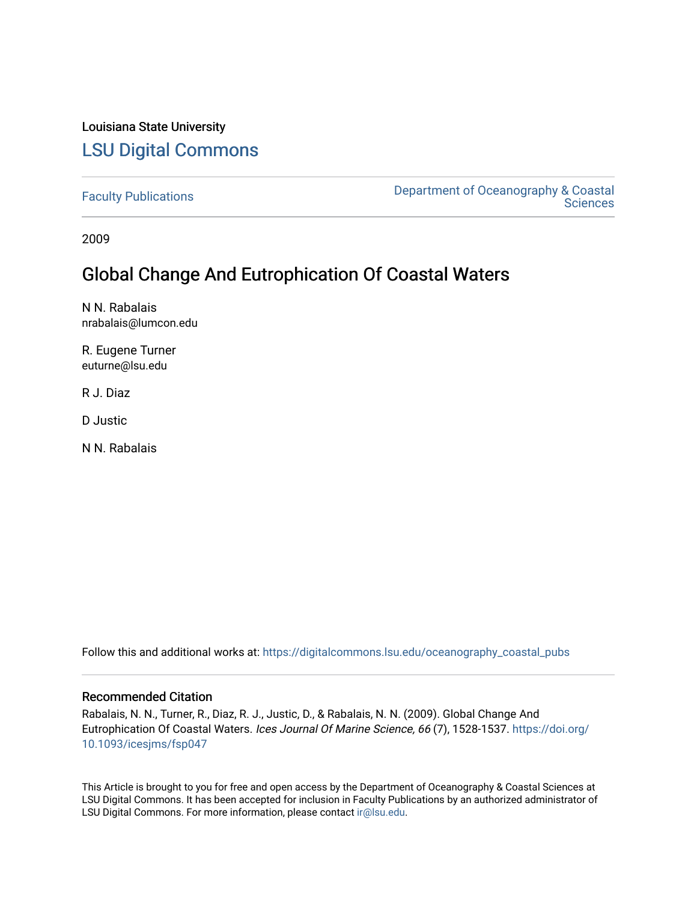Louisiana State University

# LSU Digital Commons

Faculty Publications

Department of Oceanography & Coastal Sciences

2009

## Global Change And Eutrophication Of Coastal Waters

N N. Rabalais
nrabalais@lumcon.edu

R. Eugene Turner
euturne@lsu.edu

R J. Diaz

D Justic

N N. Rabalais

Follow this and additional works at: https://digitalcommons.lsu.edu/oceanography_coastal_pubs

### Recommended Citation

Rabalais, N. N., Turner, R., Diaz, R. J., Justic, D., & Rabalais, N. N. (2009). Global Change And Eutrophication Of Coastal Waters. *Ices Journal Of Marine Science, 66* (7), 1528-1537. https://doi.org/10.1093/icesjms/fsp047

This Article is brought to you for free and open access by the Department of Oceanography & Coastal Sciences at LSU Digital Commons. It has been accepted for inclusion in Faculty Publications by an authorized administrator of LSU Digital Commons. For more information, please contact ir@lsu.edu.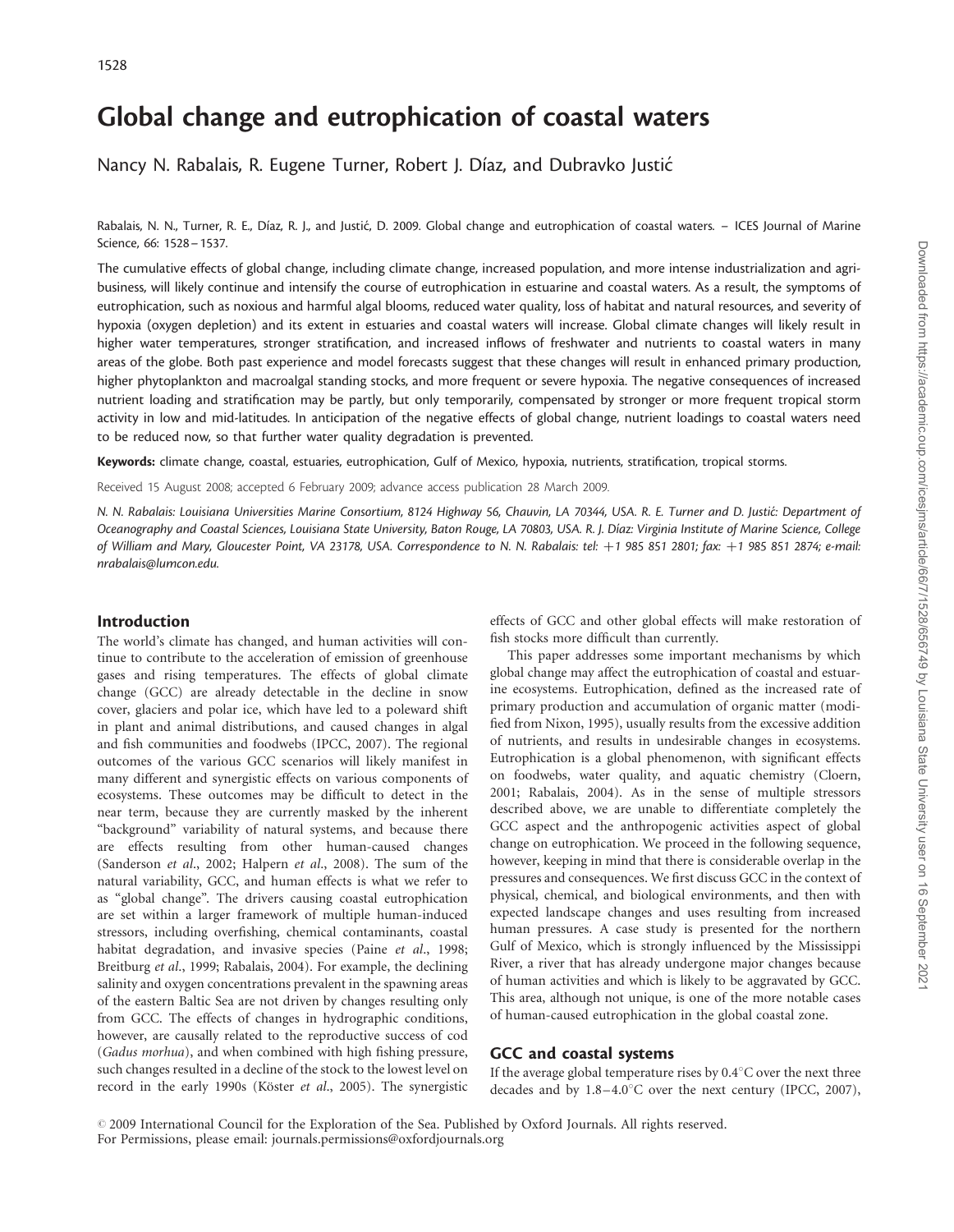# Global change and eutrophication of coastal waters

Nancy N. Rabalais, R. Eugene Turner, Robert J. Díaz, and Dubravko Justić

Rabalais, N. N., Turner, R. E., Díaz, R. J., and Justić, D. 2009. Global change and eutrophication of coastal waters. – ICES Journal of Marine Science, 66: 1528–1537.

The cumulative effects of global change, including climate change, increased population, and more intense industrialization and agribusiness, will likely continue and intensify the course of eutrophication in estuarine and coastal waters. As a result, the symptoms of eutrophication, such as noxious and harmful algal blooms, reduced water quality, loss of habitat and natural resources, and severity of hypoxia (oxygen depletion) and its extent in estuaries and coastal waters will increase. Global climate changes will likely result in higher water temperatures, stronger stratification, and increased inflows of freshwater and nutrients to coastal waters in many areas of the globe. Both past experience and model forecasts suggest that these changes will result in enhanced primary production, higher phytoplankton and macroalgal standing stocks, and more frequent or severe hypoxia. The negative consequences of increased nutrient loading and stratification may be partly, but only temporarily, compensated by stronger or more frequent tropical storm activity in low and mid-latitudes. In anticipation of the negative effects of global change, nutrient loadings to coastal waters need to be reduced now, so that further water quality degradation is prevented.

**Keywords:** climate change, coastal, estuaries, eutrophication, Gulf of Mexico, hypoxia, nutrients, stratification, tropical storms.

Received 15 August 2008; accepted 6 February 2009; advance access publication 28 March 2009.

*N. N. Rabalais: Louisiana Universities Marine Consortium, 8124 Highway 56, Chauvin, LA 70344, USA. R. E. Turner and D. Justić: Department of Oceanography and Coastal Sciences, Louisiana State University, Baton Rouge, LA 70803, USA. R. J. Díaz: Virginia Institute of Marine Science, College of William and Mary, Gloucester Point, VA 23178, USA. Correspondence to N. N. Rabalais: tel: +1 985 851 2801; fax: +1 985 851 2874; e-mail: nrabalais@lumcon.edu.*

## Introduction

The world's climate has changed, and human activities will continue to contribute to the acceleration of emission of greenhouse gases and rising temperatures. The effects of global climate change (GCC) are already detectable in the decline in snow cover, glaciers and polar ice, which have led to a poleward shift in plant and animal distributions, and caused changes in algal and fish communities and foodwebs (IPCC, 2007). The regional outcomes of the various GCC scenarios will likely manifest in many different and synergistic effects on various components of ecosystems. These outcomes may be difficult to detect in the near term, because they are currently masked by the inherent "background" variability of natural systems, and because there are effects resulting from other human-caused changes (Sanderson *et al.*, 2002; Halpern *et al.*, 2008). The sum of the natural variability, GCC, and human effects is what we refer to as "global change". The drivers causing coastal eutrophication are set within a larger framework of multiple human-induced stressors, including overfishing, chemical contaminants, coastal habitat degradation, and invasive species (Paine *et al.*, 1998; Breitburg *et al.*, 1999; Rabalais, 2004). For example, the declining salinity and oxygen concentrations prevalent in the spawning areas of the eastern Baltic Sea are not driven by changes resulting only from GCC. The effects of changes in hydrographic conditions, however, are causally related to the reproductive success of cod (*Gadus morhua*), and when combined with high fishing pressure, such changes resulted in a decline of the stock to the lowest level on record in the early 1990s (Köster *et al.*, 2005). The synergistic effects of GCC and other global effects will make restoration of fish stocks more difficult than currently.

This paper addresses some important mechanisms by which global change may affect the eutrophication of coastal and estuarine ecosystems. Eutrophication, defined as the increased rate of primary production and accumulation of organic matter (modified from Nixon, 1995), usually results from the excessive addition of nutrients, and results in undesirable changes in ecosystems. Eutrophication is a global phenomenon, with significant effects on foodwebs, water quality, and aquatic chemistry (Cloern, 2001; Rabalais, 2004). As in the sense of multiple stressors described above, we are unable to differentiate completely the GCC aspect and the anthropogenic activities aspect of global change on eutrophication. We proceed in the following sequence, however, keeping in mind that there is considerable overlap in the pressures and consequences. We first discuss GCC in the context of physical, chemical, and biological environments, and then with expected landscape changes and uses resulting from increased human pressures. A case study is presented for the northern Gulf of Mexico, which is strongly influenced by the Mississippi River, a river that has already undergone major changes because of human activities and which is likely to be aggravated by GCC. This area, although not unique, is one of the more notable cases of human-caused eutrophication in the global coastal zone.

## GCC and coastal systems

If the average global temperature rises by 0.4°C over the next three decades and by 1.8–4.0°C over the next century (IPCC, 2007),

© 2009 International Council for the Exploration of the Sea. Published by Oxford Journals. All rights reserved.
For Permissions, please email: journals.permissions@oxfordjournals.org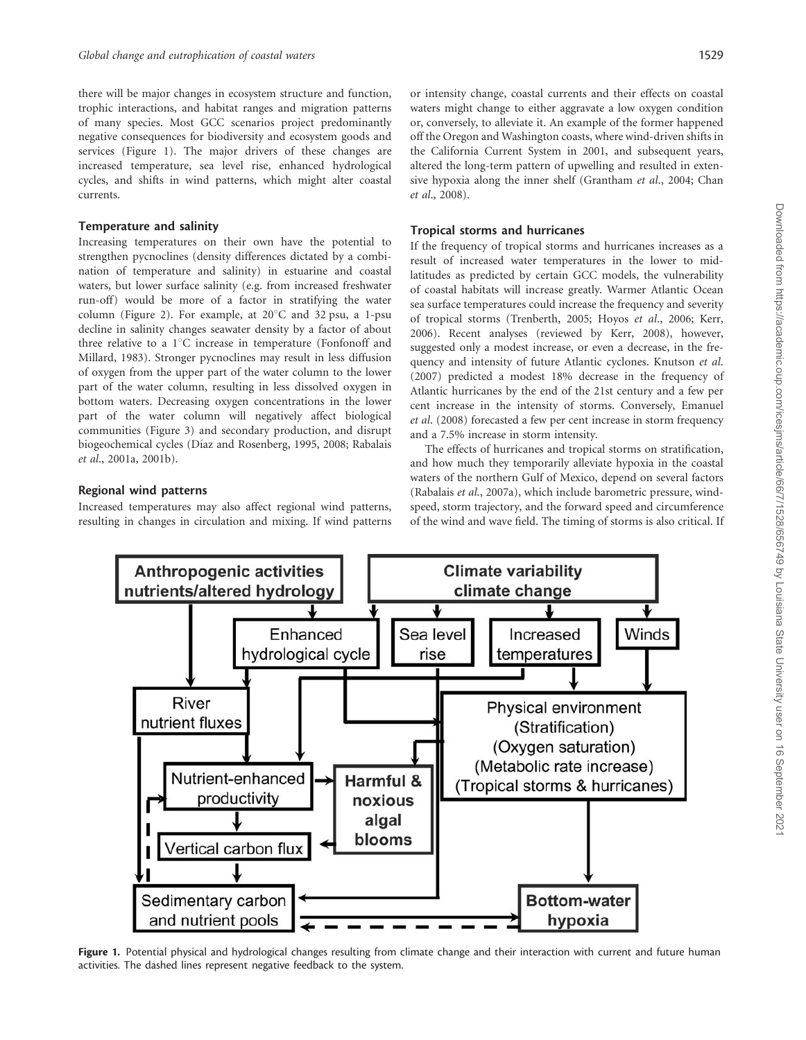there will be major changes in ecosystem structure and function, trophic interactions, and habitat ranges and migration patterns of many species. Most GCC scenarios project predominantly negative consequences for biodiversity and ecosystem goods and services (Figure 1). The major drivers of these changes are increased temperature, sea level rise, enhanced hydrological cycles, and shifts in wind patterns, which might alter coastal currents.

### Temperature and salinity

Increasing temperatures on their own have the potential to strengthen pycnoclines (density differences dictated by a combination of temperature and salinity) in estuarine and coastal waters, but lower surface salinity (e.g. from increased freshwater run-off) would be more of a factor in stratifying the water column (Figure 2). For example, at 20°C and 32 psu, a 1-psu decline in salinity changes seawater density by a factor of about three relative to a 1°C increase in temperature (Fonfonoff and Millard, 1983). Stronger pycnoclines may result in less diffusion of oxygen from the upper part of the water column to the lower part of the water column, resulting in less dissolved oxygen in bottom waters. Decreasing oxygen concentrations in the lower part of the water column will negatively affect biological communities (Figure 3) and secondary production, and disrupt biogeochemical cycles (Díaz and Rosenberg, 1995, 2008; Rabalais *et al*., 2001a, 2001b).

### Regional wind patterns

Increased temperatures may also affect regional wind patterns, resulting in changes in circulation and mixing. If wind patterns or intensity change, coastal currents and their effects on coastal waters might change to either aggravate a low oxygen condition or, conversely, to alleviate it. An example of the former happened off the Oregon and Washington coasts, where wind-driven shifts in the California Current System in 2001, and subsequent years, altered the long-term pattern of upwelling and resulted in extensive hypoxia along the inner shelf (Grantham *et al*., 2004; Chan *et al*., 2008).

### Tropical storms and hurricanes

If the frequency of tropical storms and hurricanes increases as a result of increased water temperatures in the lower to mid-latitudes as predicted by certain GCC models, the vulnerability of coastal habitats will increase greatly. Warmer Atlantic Ocean sea surface temperatures could increase the frequency and severity of tropical storms (Trenberth, 2005; Hoyos *et al*., 2006; Kerr, 2006). Recent analyses (reviewed by Kerr, 2008), however, suggested only a modest increase, or even a decrease, in the frequency and intensity of future Atlantic cyclones. Knutson *et al*. (2007) predicted a modest 18% decrease in the frequency of Atlantic hurricanes by the end of the 21st century and a few per cent increase in the intensity of storms. Conversely, Emanuel *et al*. (2008) forecasted a few per cent increase in storm frequency and a 7.5% increase in storm intensity.

The effects of hurricanes and tropical storms on stratification, and how much they temporarily alleviate hypoxia in the coastal waters of the northern Gulf of Mexico, depend on several factors (Rabalais *et al*., 2007a), which include barometric pressure, windspeed, storm trajectory, and the forward speed and circumference of the wind and wave field. The timing of storms is also critical. If

**Figure 1.** Potential physical and hydrological changes resulting from climate change and their interaction with current and future human activities. The dashed lines represent negative feedback to the system.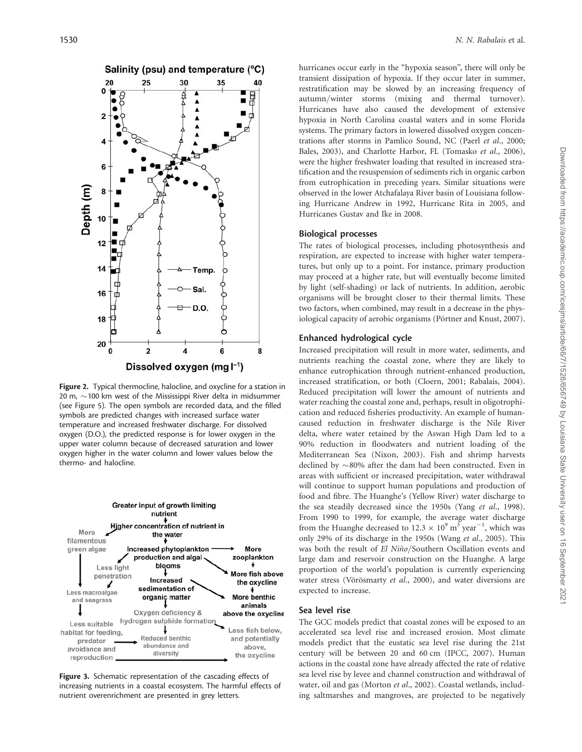Figure 2. Typical thermocline, halocline, and oxycline for a station in 20 m, ~100 km west of the Mississippi River delta in midsummer (see Figure 5). The open symbols are recorded data, and the filled symbols are predicted changes with increased surface water temperature and increased freshwater discharge. For dissolved oxygen (D.O.), the predicted response is for lower oxygen in the upper water column because of decreased saturation and lower oxygen higher in the water column and lower values below the thermo- and halocline.

Figure 3. Schematic representation of the cascading effects of increasing nutrients in a coastal ecosystem. The harmful effects of nutrient overenrichment are presented in grey letters.

hurricanes occur early in the "hypoxia season", there will only be transient dissipation of hypoxia. If they occur later in summer, restratification may be slowed by an increasing frequency of autumn/winter storms (mixing and thermal turnover). Hurricanes have also caused the development of extensive hypoxia in North Carolina coastal waters and in some Florida systems. The primary factors in lowered dissolved oxygen concentrations after storms in Pamlico Sound, NC (Paerl *et al.*, 2000; Bales, 2003), and Charlotte Harbor, FL (Tomasko *et al.*, 2006), were the higher freshwater loading that resulted in increased stratification and the resuspension of sediments rich in organic carbon from eutrophication in preceding years. Similar situations were observed in the lower Atchafalaya River basin of Louisiana following Hurricane Andrew in 1992, Hurricane Rita in 2005, and Hurricanes Gustav and Ike in 2008.

## Biological processes

The rates of biological processes, including photosynthesis and respiration, are expected to increase with higher water temperatures, but only up to a point. For instance, primary production may proceed at a higher rate, but will eventually become limited by light (self-shading) or lack of nutrients. In addition, aerobic organisms will be brought closer to their thermal limits. These two factors, when combined, may result in a decrease in the physiological capacity of aerobic organisms (Pörtner and Knust, 2007).

## Enhanced hydrological cycle

Increased precipitation will result in more water, sediments, and nutrients reaching the coastal zone, where they are likely to enhance eutrophication through nutrient-enhanced production, increased stratification, or both (Cloern, 2001; Rabalais, 2004). Reduced precipitation will lower the amount of nutrients and water reaching the coastal zone and, perhaps, result in oligotrophication and reduced fisheries productivity. An example of human-caused reduction in freshwater discharge is the Nile River delta, where water retained by the Aswan High Dam led to a 90% reduction in floodwaters and nutrient loading of the Mediterranean Sea (Nixon, 2003). Fish and shrimp harvests declined by ~80% after the dam had been constructed. Even in areas with sufficient or increased precipitation, water withdrawal will continue to support human populations and production of food and fibre. The Huanghe's (Yellow River) water discharge to the sea steadily decreased since the 1950s (Yang *et al.*, 1998). From 1990 to 1999, for example, the average water discharge from the Huanghe decreased to $12.3 \times 10^9$ m$^3$ year$^{-1}$, which was only 29% of its discharge in the 1950s (Wang *et al.*, 2005). This was both the result of *El Niño*/Southern Oscillation events and large dam and reservoir construction on the Huanghe. A large proportion of the world's population is currently experiencing water stress (Vörösmarty *et al.*, 2000), and water diversions are expected to increase.

## Sea level rise

The GCC models predict that coastal zones will be exposed to an accelerated sea level rise and increased erosion. Most climate models predict that the eustatic sea level rise during the 21st century will be between 20 and 60 cm (IPCC, 2007). Human actions in the coastal zone have already affected the rate of relative sea level rise by levee and channel construction and withdrawal of water, oil and gas (Morton *et al.*, 2002). Coastal wetlands, including saltmarshes and mangroves, are projected to be negatively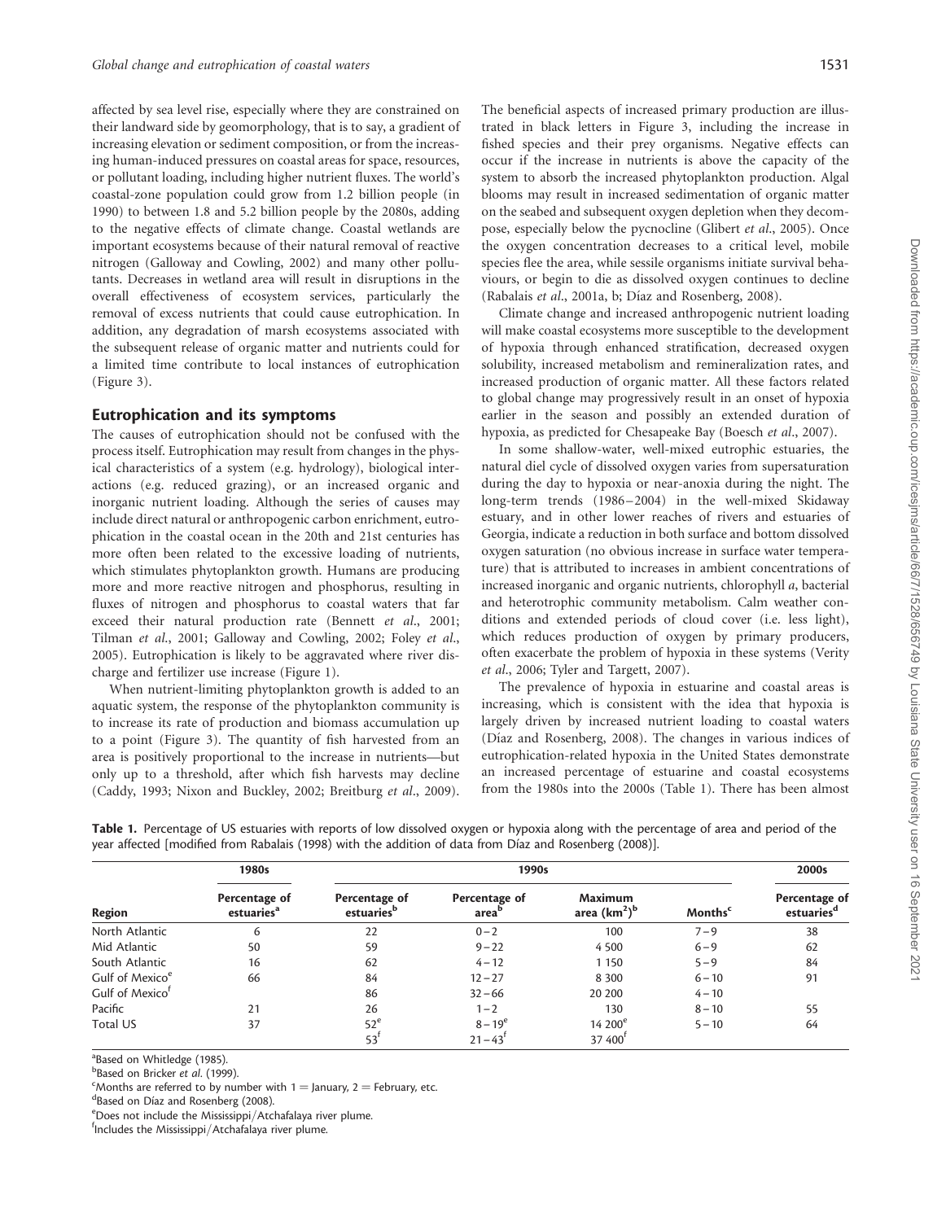affected by sea level rise, especially where they are constrained on their landward side by geomorphology, that is to say, a gradient of increasing elevation or sediment composition, or from the increasing human-induced pressures on coastal areas for space, resources, or pollutant loading, including higher nutrient fluxes. The world's coastal-zone population could grow from 1.2 billion people (in 1990) to between 1.8 and 5.2 billion people by the 2080s, adding to the negative effects of climate change. Coastal wetlands are important ecosystems because of their natural removal of reactive nitrogen (Galloway and Cowling, 2002) and many other pollutants. Decreases in wetland area will result in disruptions in the overall effectiveness of ecosystem services, particularly the removal of excess nutrients that could cause eutrophication. In addition, any degradation of marsh ecosystems associated with the subsequent release of organic matter and nutrients could for a limited time contribute to local instances of eutrophication (Figure 3).

## Eutrophication and its symptoms

The causes of eutrophication should not be confused with the process itself. Eutrophication may result from changes in the physical characteristics of a system (e.g. hydrology), biological interactions (e.g. reduced grazing), or an increased organic and inorganic nutrient loading. Although the series of causes may include direct natural or anthropogenic carbon enrichment, eutrophication in the coastal ocean in the 20th and 21st centuries has more often been related to the excessive loading of nutrients, which stimulates phytoplankton growth. Humans are producing more and more reactive nitrogen and phosphorus, resulting in fluxes of nitrogen and phosphorus to coastal waters that far exceed their natural production rate (Bennett *et al.*, 2001; Tilman *et al.*, 2001; Galloway and Cowling, 2002; Foley *et al.*, 2005). Eutrophication is likely to be aggravated where river discharge and fertilizer use increase (Figure 1).

When nutrient-limiting phytoplankton growth is added to an aquatic system, the response of the phytoplankton community is to increase its rate of production and biomass accumulation up to a point (Figure 3). The quantity of fish harvested from an area is positively proportional to the increase in nutrients—but only up to a threshold, after which fish harvests may decline (Caddy, 1993; Nixon and Buckley, 2002; Breitburg *et al.*, 2009). The beneficial aspects of increased primary production are illustrated in black letters in Figure 3, including the increase in fished species and their prey organisms. Negative effects can occur if the increase in nutrients is above the capacity of the system to absorb the increased phytoplankton production. Algal blooms may result in increased sedimentation of organic matter on the seabed and subsequent oxygen depletion when they decompose, especially below the pycnocline (Glibert *et al.*, 2005). Once the oxygen concentration decreases to a critical level, mobile species flee the area, while sessile organisms initiate survival behaviours, or begin to die as dissolved oxygen continues to decline (Rabalais *et al.*, 2001a, b; Díaz and Rosenberg, 2008).

Climate change and increased anthropogenic nutrient loading will make coastal ecosystems more susceptible to the development of hypoxia through enhanced stratification, decreased oxygen solubility, increased metabolism and remineralization rates, and increased production of organic matter. All these factors related to global change may progressively result in an onset of hypoxia earlier in the season and possibly an extended duration of hypoxia, as predicted for Chesapeake Bay (Boesch *et al.*, 2007).

In some shallow-water, well-mixed eutrophic estuaries, the natural diel cycle of dissolved oxygen varies from supersaturation during the day to hypoxia or near-anoxia during the night. The long-term trends (1986–2004) in the well-mixed Skidaway estuary, and in other lower reaches of rivers and estuaries of Georgia, indicate a reduction in both surface and bottom dissolved oxygen saturation (no obvious increase in surface water temperature) that is attributed to increases in ambient concentrations of increased inorganic and organic nutrients, chlorophyll *a*, bacterial and heterotrophic community metabolism. Calm weather conditions and extended periods of cloud cover (i.e. less light), which reduces production of oxygen by primary producers, often exacerbate the problem of hypoxia in these systems (Verity *et al.*, 2006; Tyler and Targett, 2007).

The prevalence of hypoxia in estuarine and coastal areas is increasing, which is consistent with the idea that hypoxia is largely driven by increased nutrient loading to coastal waters (Díaz and Rosenberg, 2008). The changes in various indices of eutrophication-related hypoxia in the United States demonstrate an increased percentage of estuarine and coastal ecosystems from the 1980s into the 2000s (Table 1). There has been almost

**Table 1.** Percentage of US estuaries with reports of low dissolved oxygen or hypoxia along with the percentage of area and period of the year affected [modified from Rabalais (1998) with the addition of data from Díaz and Rosenberg (2008)].

| | 1980s | 1990s | | | | 2000s |
|---|---|---|---|---|---|---|
| Region | Percentage of estuaries[a] | Percentage of estuaries[b] | Percentage of area[b] | Maximum area (km$^2$)[b] | Months[c] | Percentage of estuaries[d] |
| North Atlantic | 6 | 22 | 0–2 | 100 | 7–9 | 38 |
| Mid Atlantic | 50 | 59 | 9–22 | 4 500 | 6–9 | 62 |
| South Atlantic | 16 | 62 | 4–12 | 1 150 | 5–9 | 84 |
| Gulf of Mexico[e] | 66 | 84 | 12–27 | 8 300 | 6–10 | 91 |
| Gulf of Mexico[f] | | 86 | 32–66 | 20 200 | 4–10 | |
| Pacific | 21 | 26 | 1–2 | 130 | 8–10 | 55 |
| Total US | 37 | 52[e] | 8–19[e] | 14 200[e] | 5–10 | 64 |
| | | 53[f] | 21–43[f] | 37 400[f] | | |

[a]Based on Whitledge (1985).
[b]Based on Bricker *et al.* (1999).
[c]Months are referred to by number with 1 = January, 2 = February, etc.
[d]Based on Díaz and Rosenberg (2008).
[e]Does not include the Mississippi/Atchafalaya river plume.
[f]Includes the Mississippi/Atchafalaya river plume.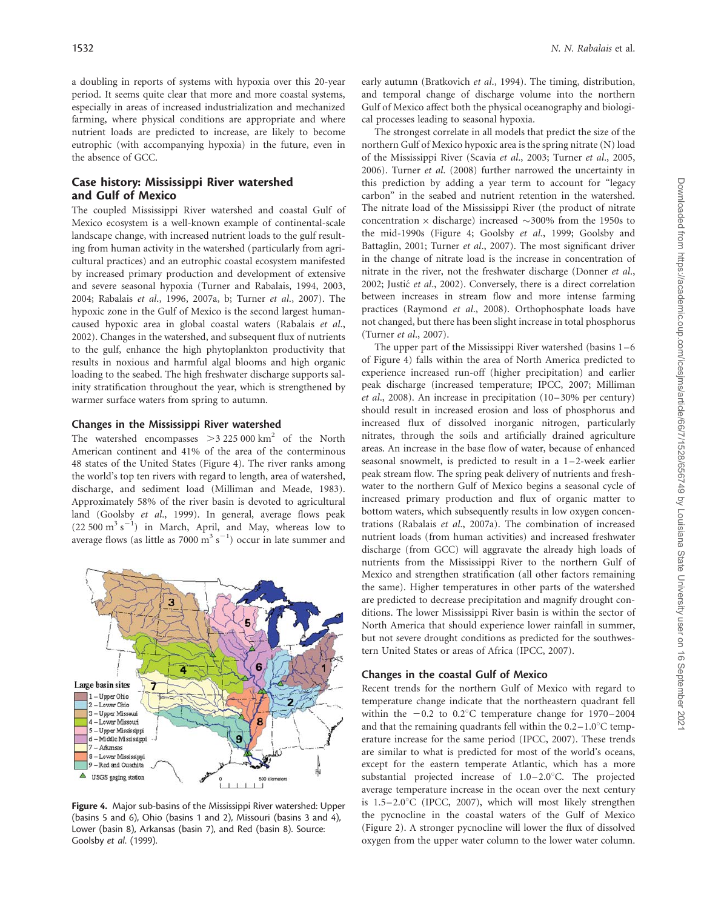a doubling in reports of systems with hypoxia over this 20-year period. It seems quite clear that more and more coastal systems, especially in areas of increased industrialization and mechanized farming, where physical conditions are appropriate and where nutrient loads are predicted to increase, are likely to become eutrophic (with accompanying hypoxia) in the future, even in the absence of GCC.

## Case history: Mississippi River watershed and Gulf of Mexico

The coupled Mississippi River watershed and coastal Gulf of Mexico ecosystem is a well-known example of continental-scale landscape change, with increased nutrient loads to the gulf resulting from human activity in the watershed (particularly from agricultural practices) and an eutrophic coastal ecosystem manifested by increased primary production and development of extensive and severe seasonal hypoxia (Turner and Rabalais, 1994, 2003, 2004; Rabalais *et al*., 1996, 2007a, b; Turner *et al*., 2007). The hypoxic zone in the Gulf of Mexico is the second largest human-caused hypoxic area in global coastal waters (Rabalais *et al*., 2002). Changes in the watershed, and subsequent flux of nutrients to the gulf, enhance the high phytoplankton productivity that results in noxious and harmful algal blooms and high organic loading to the seabed. The high freshwater discharge supports salinity stratification throughout the year, which is strengthened by warmer surface waters from spring to autumn.

### Changes in the Mississippi River watershed

The watershed encompasses $>3\,225\,000\ \text{km}^2$ of the North American continent and 41% of the area of the conterminous 48 states of the United States (Figure 4). The river ranks among the world's top ten rivers with regard to length, area of watershed, discharge, and sediment load (Milliman and Meade, 1983). Approximately 58% of the river basin is devoted to agricultural land (Goolsby *et al*., 1999). In general, average flows peak ($22\,500\ \text{m}^3\ \text{s}^{-1}$) in March, April, and May, whereas low to average flows (as little as $7000\ \text{m}^3\ \text{s}^{-1}$) occur in late summer and early autumn (Bratkovich *et al*., 1994). The timing, distribution, and temporal change of discharge volume into the northern Gulf of Mexico affect both the physical oceanography and biological processes leading to seasonal hypoxia.

**Figure 4.** Major sub-basins of the Mississippi River watershed: Upper (basins 5 and 6), Ohio (basins 1 and 2), Missouri (basins 3 and 4), Lower (basin 8), Arkansas (basin 7), and Red (basin 8). Source: Goolsby *et al*. (1999).

The strongest correlate in all models that predict the size of the northern Gulf of Mexico hypoxic area is the spring nitrate (N) load of the Mississippi River (Scavia *et al*., 2003; Turner *et al*., 2005, 2006). Turner *et al*. (2008) further narrowed the uncertainty in this prediction by adding a year term to account for "legacy carbon" in the seabed and nutrient retention in the watershed. The nitrate load of the Mississippi River (the product of nitrate concentration × discharge) increased ~300% from the 1950s to the mid-1990s (Figure 4; Goolsby *et al*., 1999; Goolsby and Battaglin, 2001; Turner *et al*., 2007). The most significant driver in the change of nitrate load is the increase in concentration of nitrate in the river, not the freshwater discharge (Donner *et al*., 2002; Justić *et al*., 2002). Conversely, there is a direct correlation between increases in stream flow and more intense farming practices (Raymond *et al*., 2008). Orthophosphate loads have not changed, but there has been slight increase in total phosphorus (Turner *et al*., 2007).

The upper part of the Mississippi River watershed (basins 1–6 of Figure 4) falls within the area of North America predicted to experience increased run-off (higher precipitation) and earlier peak discharge (increased temperature; IPCC, 2007; Milliman *et al*., 2008). An increase in precipitation (10–30% per century) should result in increased erosion and loss of phosphorus and increased flux of dissolved inorganic nitrogen, particularly nitrates, through the soils and artificially drained agriculture areas. An increase in the base flow of water, because of enhanced seasonal snowmelt, is predicted to result in a 1–2-week earlier peak stream flow. The spring peak delivery of nutrients and freshwater to the northern Gulf of Mexico begins a seasonal cycle of increased primary production and flux of organic matter to bottom waters, which subsequently results in low oxygen concentrations (Rabalais *et al*., 2007a). The combination of increased nutrient loads (from human activities) and increased freshwater discharge (from GCC) will aggravate the already high loads of nutrients from the Mississippi River to the northern Gulf of Mexico and strengthen stratification (all other factors remaining the same). Higher temperatures in other parts of the watershed are predicted to decrease precipitation and magnify drought conditions. The lower Mississippi River basin is within the sector of North America that should experience lower rainfall in summer, but not severe drought conditions as predicted for the southwestern United States or areas of Africa (IPCC, 2007).

### Changes in the coastal Gulf of Mexico

Recent trends for the northern Gulf of Mexico with regard to temperature change indicate that the northeastern quadrant fell within the −0.2 to 0.2°C temperature change for 1970–2004 and that the remaining quadrants fell within the 0.2–1.0°C temperature increase for the same period (IPCC, 2007). These trends are similar to what is predicted for most of the world's oceans, except for the eastern temperate Atlantic, which has a more substantial projected increase of 1.0–2.0°C. The projected average temperature increase in the ocean over the next century is 1.5–2.0°C (IPCC, 2007), which will most likely strengthen the pycnocline in the coastal waters of the Gulf of Mexico (Figure 2). A stronger pycnocline will lower the flux of dissolved oxygen from the upper water column to the lower water column.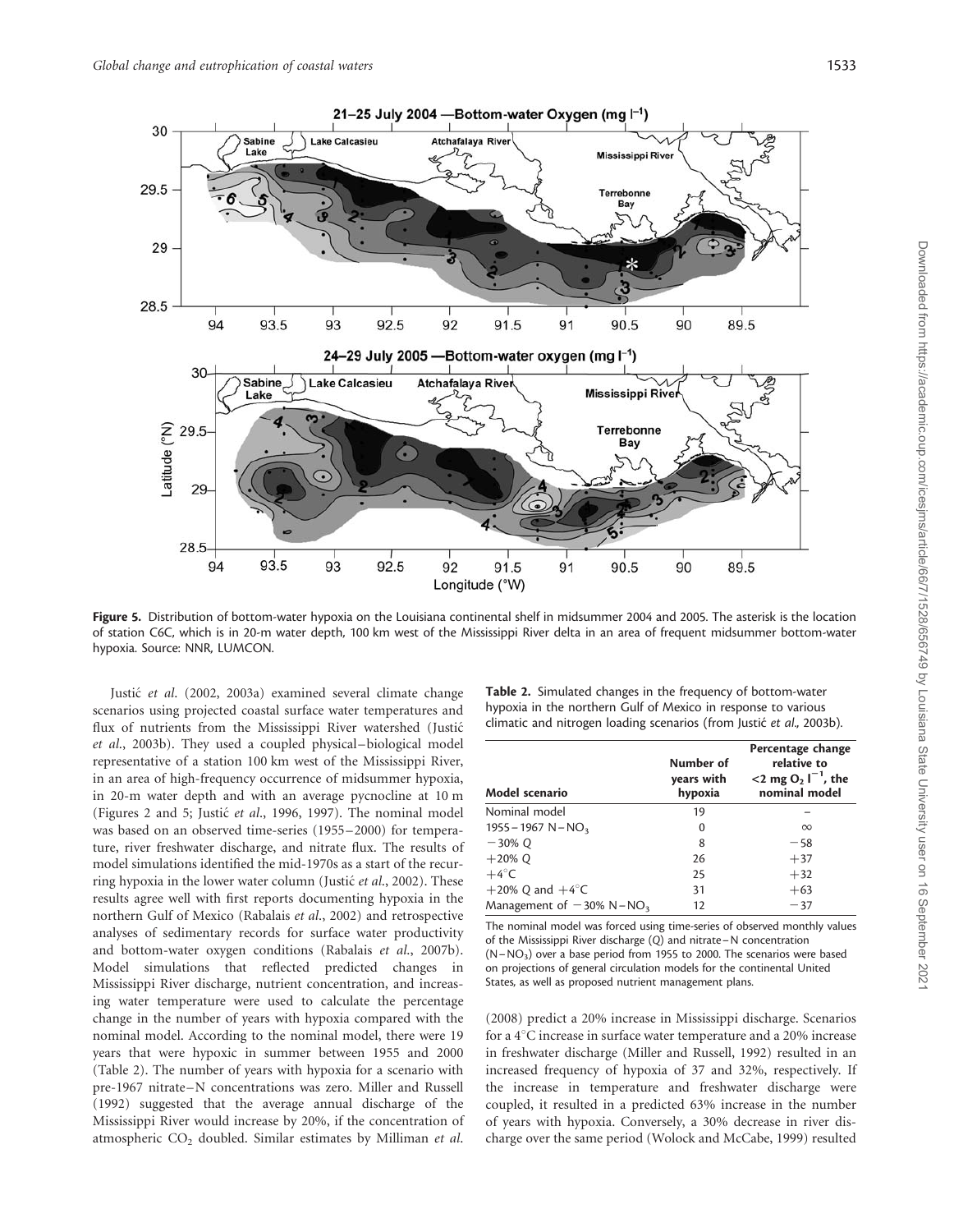Figure 5. Distribution of bottom-water hypoxia on the Louisiana continental shelf in midsummer 2004 and 2005. The asterisk is the location of station C6C, which is in 20-m water depth, 100 km west of the Mississippi River delta in an area of frequent midsummer bottom-water hypoxia. Source: NNR, LUMCON.

Justić *et al.* (2002, 2003a) examined several climate change scenarios using projected coastal surface water temperatures and flux of nutrients from the Mississippi River watershed (Justić *et al.*, 2003b). They used a coupled physical–biological model representative of a station 100 km west of the Mississippi River, in an area of high-frequency occurrence of midsummer hypoxia, in 20-m water depth and with an average pycnocline at 10 m (Figures 2 and 5; Justić *et al.*, 1996, 1997). The nominal model was based on an observed time-series (1955–2000) for temperature, river freshwater discharge, and nitrate flux. The results of model simulations identified the mid-1970s as a start of the recurring hypoxia in the lower water column (Justić *et al.*, 2002). These results agree well with first reports documenting hypoxia in the northern Gulf of Mexico (Rabalais *et al.*, 2002) and retrospective analyses of sedimentary records for surface water productivity and bottom-water oxygen conditions (Rabalais *et al.*, 2007b). Model simulations that reflected predicted changes in Mississippi River discharge, nutrient concentration, and increasing water temperature were used to calculate the percentage change in the number of years with hypoxia compared with the nominal model. According to the nominal model, there were 19 years that were hypoxic in summer between 1955 and 2000 (Table 2). The number of years with hypoxia for a scenario with pre-1967 nitrate–N concentrations was zero. Miller and Russell (1992) suggested that the average annual discharge of the Mississippi River would increase by 20%, if the concentration of atmospheric $CO_2$ doubled. Similar estimates by Milliman *et al.* (2008) predict a 20% increase in Mississippi discharge. Scenarios for a 4°C increase in surface water temperature and a 20% increase in freshwater discharge (Miller and Russell, 1992) resulted in an increased frequency of hypoxia of 37 and 32%, respectively. If the increase in temperature and freshwater discharge were coupled, it resulted in a predicted 63% increase in the number of years with hypoxia. Conversely, a 30% decrease in river discharge over the same period (Wolock and McCabe, 1999) resulted

**Table 2.** Simulated changes in the frequency of bottom-water hypoxia in the northern Gulf of Mexico in response to various climatic and nitrogen loading scenarios (from Justić *et al.*, 2003b).

| Model scenario | Number of years with hypoxia | Percentage change relative to $<2$ mg $O_2$ $l^{-1}$, the nominal model |
|---|---|---|
| Nominal model | 19 | – |
| 1955–1967 $N-NO_3$ | 0 | $\infty$ |
| −30% *Q* | 8 | −58 |
| +20% *Q* | 26 | +37 |
| +4°C | 25 | +32 |
| +20% *Q* and +4°C | 31 | +63 |
| Management of −30% $N-NO_3$ | 12 | −37 |

The nominal model was forced using time-series of observed monthly values of the Mississippi River discharge (*Q*) and nitrate–N concentration ($N-NO_3$) over a base period from 1955 to 2000. The scenarios were based on projections of general circulation models for the continental United States, as well as proposed nutrient management plans.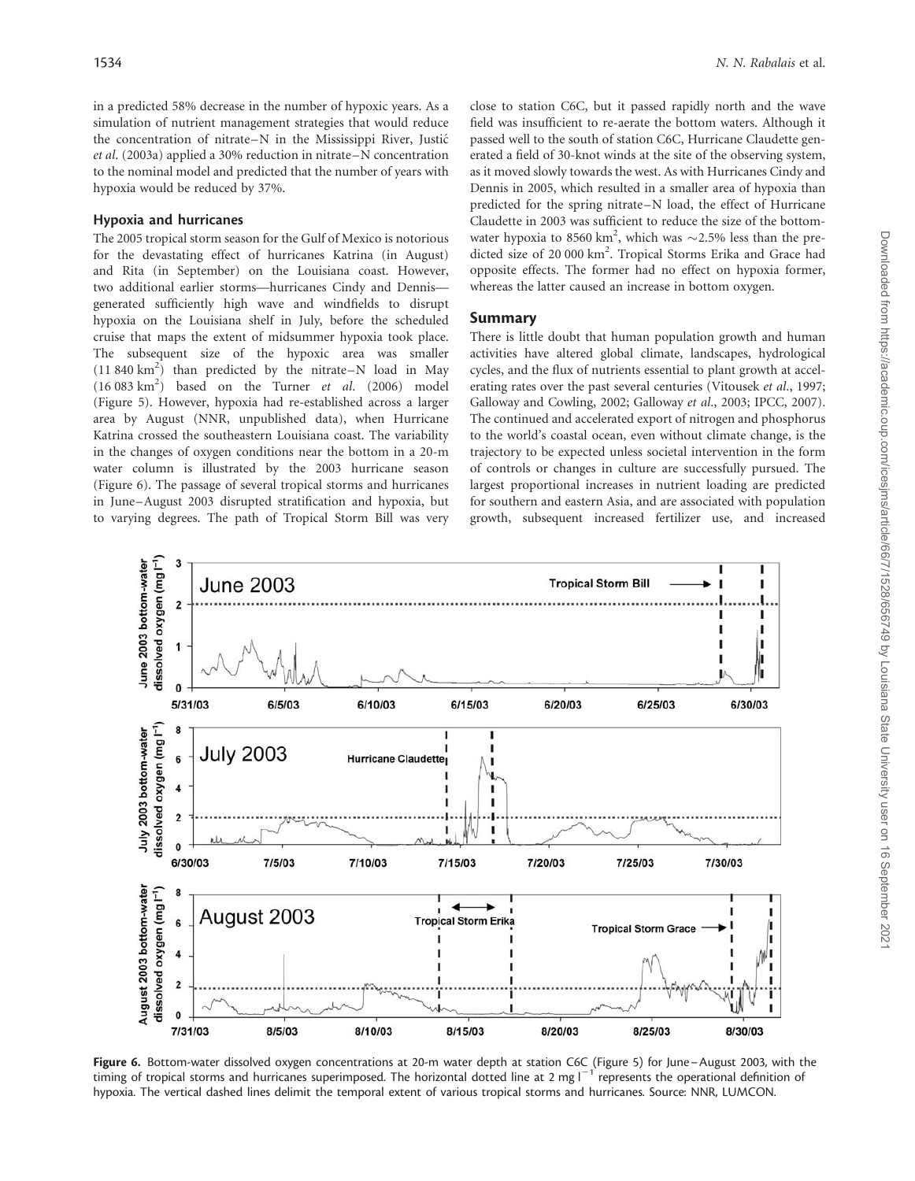in a predicted 58% decrease in the number of hypoxic years. As a simulation of nutrient management strategies that would reduce the concentration of nitrate–N in the Mississippi River, Justić *et al.* (2003a) applied a 30% reduction in nitrate–N concentration to the nominal model and predicted that the number of years with hypoxia would be reduced by 37%.

### Hypoxia and hurricanes

The 2005 tropical storm season for the Gulf of Mexico is notorious for the devastating effect of hurricanes Katrina (in August) and Rita (in September) on the Louisiana coast. However, two additional earlier storms—hurricanes Cindy and Dennis—generated sufficiently high wave and windfields to disrupt hypoxia on the Louisiana shelf in July, before the scheduled cruise that maps the extent of midsummer hypoxia took place. The subsequent size of the hypoxic area was smaller (11 840 $km^2$) than predicted by the nitrate–N load in May (16 083 $km^2$) based on the Turner *et al.* (2006) model (Figure 5). However, hypoxia had re-established across a larger area by August (NNR, unpublished data), when Hurricane Katrina crossed the southeastern Louisiana coast. The variability in the changes of oxygen conditions near the bottom in a 20-m water column is illustrated by the 2003 hurricane season (Figure 6). The passage of several tropical storms and hurricanes in June–August 2003 disrupted stratification and hypoxia, but to varying degrees. The path of Tropical Storm Bill was very close to station C6C, but it passed rapidly north and the wave field was insufficient to re-aerate the bottom waters. Although it passed well to the south of station C6C, Hurricane Claudette generated a field of 30-knot winds at the site of the observing system, as it moved slowly towards the west. As with Hurricanes Cindy and Dennis in 2005, which resulted in a smaller area of hypoxia than predicted for the spring nitrate–N load, the effect of Hurricane Claudette in 2003 was sufficient to reduce the size of the bottom-water hypoxia to 8560 $km^2$, which was ~2.5% less than the predicted size of 20 000 $km^2$. Tropical Storms Erika and Grace had opposite effects. The former had no effect on hypoxia former, whereas the latter caused an increase in bottom oxygen.

## Summary

There is little doubt that human population growth and human activities have altered global climate, landscapes, hydrological cycles, and the flux of nutrients essential to plant growth at accelerating rates over the past several centuries (Vitousek *et al.*, 1997; Galloway and Cowling, 2002; Galloway *et al.*, 2003; IPCC, 2007). The continued and accelerated export of nitrogen and phosphorus to the world's coastal ocean, even without climate change, is the trajectory to be expected unless societal intervention in the form of controls or changes in culture are successfully pursued. The largest proportional increases in nutrient loading are predicted for southern and eastern Asia, and are associated with population growth, subsequent increased fertilizer use, and increased

**Figure 6.** Bottom-water dissolved oxygen concentrations at 20-m water depth at station C6C (Figure 5) for June–August 2003, with the timing of tropical storms and hurricanes superimposed. The horizontal dotted line at 2 mg $l^{-1}$ represents the operational definition of hypoxia. The vertical dashed lines delimit the temporal extent of various tropical storms and hurricanes. Source: NNR, LUMCON.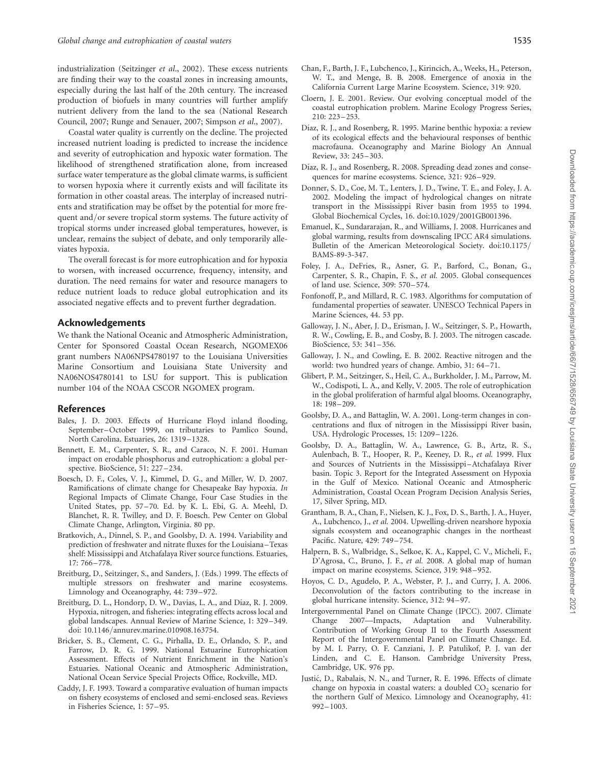industrialization (Seitzinger *et al.*, 2002). These excess nutrients are finding their way to the coastal zones in increasing amounts, especially during the last half of the 20th century. The increased production of biofuels in many countries will further amplify nutrient delivery from the land to the sea (National Research Council, 2007; Runge and Senauer, 2007; Simpson *et al.*, 2007).

Coastal water quality is currently on the decline. The projected increased nutrient loading is predicted to increase the incidence and severity of eutrophication and hypoxic water formation. The likelihood of strengthened stratification alone, from increased surface water temperature as the global climate warms, is sufficient to worsen hypoxia where it currently exists and will facilitate its formation in other coastal areas. The interplay of increased nutrients and stratification may be offset by the potential for more frequent and/or severe tropical storm systems. The future activity of tropical storms under increased global temperatures, however, is unclear, remains the subject of debate, and only temporarily alleviates hypoxia.

The overall forecast is for more eutrophication and for hypoxia to worsen, with increased occurrence, frequency, intensity, and duration. The need remains for water and resource managers to reduce nutrient loads to reduce global eutrophication and its associated negative effects and to prevent further degradation.

## Acknowledgements

We thank the National Oceanic and Atmospheric Administration, Center for Sponsored Coastal Ocean Research, NGOMEX06 grant numbers NA06NPS4780197 to the Louisiana Universities Marine Consortium and Louisiana State University and NA06NOS4780141 to LSU for support. This is publication number 104 of the NOAA CSCOR NGOMEX program.

## References

Bales, J. D. 2003. Effects of Hurricane Floyd inland flooding, September–October 1999, on tributaries to Pamlico Sound, North Carolina. Estuaries, 26: 1319–1328.

Bennett, E. M., Carpenter, S. R., and Caraco, N. F. 2001. Human impact on erodable phosphorus and eutrophication: a global perspective. BioScience, 51: 227–234.

Boesch, D. F., Coles, V. J., Kimmel, D. G., and Miller, W. D. 2007. Ramifications of climate change for Chesapeake Bay hypoxia. *In* Regional Impacts of Climate Change, Four Case Studies in the United States, pp. 57–70. Ed. by K. L. Ebi, G. A. Meehl, D. Blanchet, R. R. Twilley, and D. F. Boesch. Pew Center on Global Climate Change, Arlington, Virginia. 80 pp.

Bratkovich, A., Dinnel, S. P., and Goolsby, D. A. 1994. Variability and prediction of freshwater and nitrate fluxes for the Louisiana–Texas shelf: Mississippi and Atchafalaya River source functions. Estuaries, 17: 766–778.

Breitburg, D., Seitzinger, S., and Sanders, J. (Eds.) 1999. The effects of multiple stressors on freshwater and marine ecosystems. Limnology and Oceanography, 44: 739–972.

Breitburg, D. L., Hondorp, D. W., Davias, L. A., and Díaz, R. J. 2009. Hypoxia, nitrogen, and fisheries: integrating effects across local and global landscapes. Annual Review of Marine Science, 1: 329–349. doi: 10.1146/annurev.marine.010908.163754.

Bricker, S. B., Clement, C. G., Pirhalla, D. E., Orlando, S. P., and Farrow, D. R. G. 1999. National Estuarine Eutrophication Assessment. Effects of Nutrient Enrichment in the Nation's Estuaries. National Oceanic and Atmospheric Administration, National Ocean Service Special Projects Office, Rockville, MD.

Caddy, J. F. 1993. Toward a comparative evaluation of human impacts on fishery ecosystems of enclosed and semi-enclosed seas. Reviews in Fisheries Science, 1: 57–95.

Chan, F., Barth, J. F., Lubchenco, J., Kirincich, A., Weeks, H., Peterson, W. T., and Menge, B. B. 2008. Emergence of anoxia in the California Current Large Marine Ecosystem. Science, 319: 920.

Cloern, J. E. 2001. Review. Our evolving conceptual model of the coastal eutrophication problem. Marine Ecology Progress Series, 210: 223–253.

Díaz, R. J., and Rosenberg, R. 1995. Marine benthic hypoxia: a review of its ecological effects and the behavioural responses of benthic macrofauna. Oceanography and Marine Biology An Annual Review, 33: 245–303.

Díaz, R. J., and Rosenberg, R. 2008. Spreading dead zones and consequences for marine ecosystems. Science, 321: 926–929.

Donner, S. D., Coe, M. T., Lenters, J. D., Twine, T. E., and Foley, J. A. 2002. Modeling the impact of hydrological changes on nitrate transport in the Mississippi River basin from 1955 to 1994. Global Biochemical Cycles, 16. doi:10.1029/2001GB001396.

Emanuel, K., Sundararajan, R., and Williams, J. 2008. Hurricanes and global warming, results from downscaling IPCC AR4 simulations. Bulletin of the American Meteorological Society. doi:10.1175/BAMS-89-3-347.

Foley, J. A., DeFries, R., Asner, G. P., Barford, C., Bonan, G., Carpenter, S. R., Chapin, F. S., *et al.* 2005. Global consequences of land use. Science, 309: 570–574.

Fonfonoff, P., and Millard, R. C. 1983. Algorithms for computation of fundamental properties of seawater. UNESCO Technical Papers in Marine Sciences, 44. 53 pp.

Galloway, J. N., Aber, J. D., Erisman, J. W., Seitzinger, S. P., Howarth, R. W., Cowling, E. B., and Cosby, B. J. 2003. The nitrogen cascade. BioScience, 53: 341–356.

Galloway, J. N., and Cowling, E. B. 2002. Reactive nitrogen and the world: two hundred years of change. Ambio, 31: 64–71.

Glibert, P. M., Seitzinger, S., Heil, C. A., Burkholder, J. M., Parrow, M. W., Codispoti, L. A., and Kelly, V. 2005. The role of eutrophication in the global proliferation of harmful algal blooms. Oceanography, 18: 198–209.

Goolsby, D. A., and Battaglin, W. A. 2001. Long-term changes in concentrations and flux of nitrogen in the Mississippi River basin, USA. Hydrologic Processes, 15: 1209–1226.

Goolsby, D. A., Battaglin, W. A., Lawrence, G. B., Artz, R. S., Aulenbach, B. T., Hooper, R. P., Keeney, D. R., *et al.* 1999. Flux and Sources of Nutrients in the Mississippi–Atchafalaya River basin. Topic 3. Report for the Integrated Assessment on Hypoxia in the Gulf of Mexico. National Oceanic and Atmospheric Administration, Coastal Ocean Program Decision Analysis Series, 17, Silver Spring, MD.

Grantham, B. A., Chan, F., Nielsen, K. J., Fox, D. S., Barth, J. A., Huyer, A., Lubchenco, J., *et al.* 2004. Upwelling-driven nearshore hypoxia signals ecosystem and oceanographic changes in the northeast Pacific. Nature, 429: 749–754.

Halpern, B. S., Walbridge, S., Selkoe, K. A., Kappel, C. V., Micheli, F., D'Agrosa, C., Bruno, J. F., *et al.* 2008. A global map of human impact on marine ecosystems. Science, 319: 948–952.

Hoyos, C. D., Agudelo, P. A., Webster, P. J., and Curry, J. A. 2006. Deconvolution of the factors contributing to the increase in global hurricane intensity. Science, 312: 94–97.

Intergovernmental Panel on Climate Change (IPCC). 2007. Climate Change 2007—Impacts, Adaptation and Vulnerability. Contribution of Working Group II to the Fourth Assessment Report of the Intergovernmental Panel on Climate Change. Ed. by M. I. Parry, O. F. Canziani, J. P. Patulikof, P. J. van der Linden, and C. E. Hanson. Cambridge University Press, Cambridge, UK. 976 pp.

Justić, D., Rabalais, N. N., and Turner, R. E. 1996. Effects of climate change on hypoxia in coastal waters: a doubled $CO_2$ scenario for the northern Gulf of Mexico. Limnology and Oceanography, 41: 992–1003.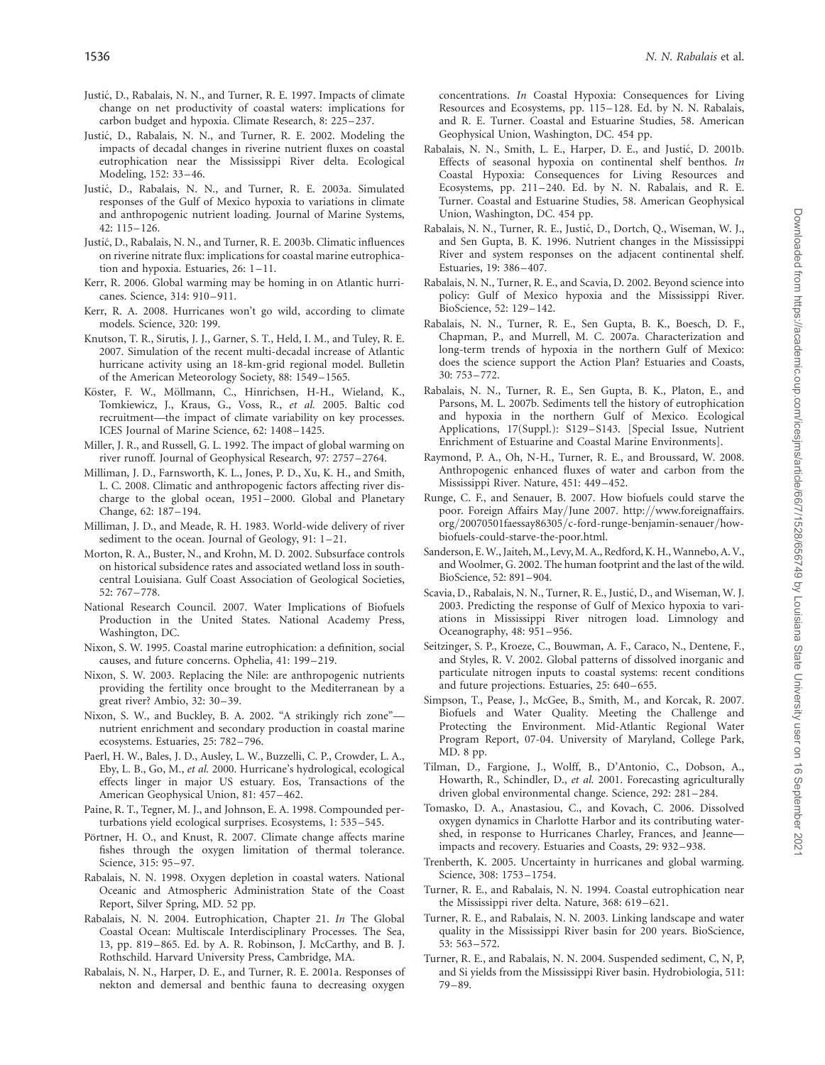Justić, D., Rabalais, N. N., and Turner, R. E. 1997. Impacts of climate change on net productivity of coastal waters: implications for carbon budget and hypoxia. Climate Research, 8: 225–237.

Justić, D., Rabalais, N. N., and Turner, R. E. 2002. Modeling the impacts of decadal changes in riverine nutrient fluxes on coastal eutrophication near the Mississippi River delta. Ecological Modeling, 152: 33–46.

Justić, D., Rabalais, N. N., and Turner, R. E. 2003a. Simulated responses of the Gulf of Mexico hypoxia to variations in climate and anthropogenic nutrient loading. Journal of Marine Systems, 42: 115–126.

Justić, D., Rabalais, N. N., and Turner, R. E. 2003b. Climatic influences on riverine nitrate flux: implications for coastal marine eutrophication and hypoxia. Estuaries, 26: 1–11.

Kerr, R. 2006. Global warming may be homing in on Atlantic hurricanes. Science, 314: 910–911.

Kerr, R. A. 2008. Hurricanes won't go wild, according to climate models. Science, 320: 199.

Knutson, T. R., Sirutis, J. J., Garner, S. T., Held, I. M., and Tuley, R. E. 2007. Simulation of the recent multi-decadal increase of Atlantic hurricane activity using an 18-km-grid regional model. Bulletin of the American Meteorology Society, 88: 1549–1565.

Köster, F. W., Möllmann, C., Hinrichsen, H-H., Wieland, K., Tomkiewicz, J., Kraus, G., Voss, R., *et al.* 2005. Baltic cod recruitment—the impact of climate variability on key processes. ICES Journal of Marine Science, 62: 1408–1425.

Miller, J. R., and Russell, G. L. 1992. The impact of global warming on river runoff. Journal of Geophysical Research, 97: 2757–2764.

Milliman, J. D., Farnsworth, K. L., Jones, P. D., Xu, K. H., and Smith, L. C. 2008. Climatic and anthropogenic factors affecting river discharge to the global ocean, 1951–2000. Global and Planetary Change, 62: 187–194.

Milliman, J. D., and Meade, R. H. 1983. World-wide delivery of river sediment to the ocean. Journal of Geology, 91: 1–21.

Morton, R. A., Buster, N., and Krohn, M. D. 2002. Subsurface controls on historical subsidence rates and associated wetland loss in south-central Louisiana. Gulf Coast Association of Geological Societies, 52: 767–778.

National Research Council. 2007. Water Implications of Biofuels Production in the United States. National Academy Press, Washington, DC.

Nixon, S. W. 1995. Coastal marine eutrophication: a definition, social causes, and future concerns. Ophelia, 41: 199–219.

Nixon, S. W. 2003. Replacing the Nile: are anthropogenic nutrients providing the fertility once brought to the Mediterranean by a great river? Ambio, 32: 30–39.

Nixon, S. W., and Buckley, B. A. 2002. "A strikingly rich zone"—nutrient enrichment and secondary production in coastal marine ecosystems. Estuaries, 25: 782–796.

Paerl, H. W., Bales, J. D., Ausley, L. W., Buzzelli, C. P., Crowder, L. A., Eby, L. B., Go, M., *et al.* 2000. Hurricane's hydrological, ecological effects linger in major US estuary. Eos, Transactions of the American Geophysical Union, 81: 457–462.

Paine, R. T., Tegner, M. J., and Johnson, E. A. 1998. Compounded perturbations yield ecological surprises. Ecosystems, 1: 535–545.

Pörtner, H. O., and Knust, R. 2007. Climate change affects marine fishes through the oxygen limitation of thermal tolerance. Science, 315: 95–97.

Rabalais, N. N. 1998. Oxygen depletion in coastal waters. National Oceanic and Atmospheric Administration State of the Coast Report, Silver Spring, MD. 52 pp.

Rabalais, N. N. 2004. Eutrophication, Chapter 21. *In* The Global Coastal Ocean: Multiscale Interdisciplinary Processes. The Sea, 13, pp. 819–865. Ed. by A. R. Robinson, J. McCarthy, and B. J. Rothschild. Harvard University Press, Cambridge, MA.

Rabalais, N. N., Harper, D. E., and Turner, R. E. 2001a. Responses of nekton and demersal and benthic fauna to decreasing oxygen concentrations. *In* Coastal Hypoxia: Consequences for Living Resources and Ecosystems, pp. 115–128. Ed. by N. N. Rabalais, and R. E. Turner. Coastal and Estuarine Studies, 58. American Geophysical Union, Washington, DC. 454 pp.

Rabalais, N. N., Smith, L. E., Harper, D. E., and Justić, D. 2001b. Effects of seasonal hypoxia on continental shelf benthos. *In* Coastal Hypoxia: Consequences for Living Resources and Ecosystems, pp. 211–240. Ed. by N. N. Rabalais, and R. E. Turner. Coastal and Estuarine Studies, 58. American Geophysical Union, Washington, DC. 454 pp.

Rabalais, N. N., Turner, R. E., Justić, D., Dortch, Q., Wiseman, W. J., and Sen Gupta, B. K. 1996. Nutrient changes in the Mississippi River and system responses on the adjacent continental shelf. Estuaries, 19: 386–407.

Rabalais, N. N., Turner, R. E., and Scavia, D. 2002. Beyond science into policy: Gulf of Mexico hypoxia and the Mississippi River. BioScience, 52: 129–142.

Rabalais, N. N., Turner, R. E., Sen Gupta, B. K., Boesch, D. F., Chapman, P., and Murrell, M. C. 2007a. Characterization and long-term trends of hypoxia in the northern Gulf of Mexico: does the science support the Action Plan? Estuaries and Coasts, 30: 753–772.

Rabalais, N. N., Turner, R. E., Sen Gupta, B. K., Platon, E., and Parsons, M. L. 2007b. Sediments tell the history of eutrophication and hypoxia in the northern Gulf of Mexico. Ecological Applications, 17(Suppl.): S129–S143. [Special Issue, Nutrient Enrichment of Estuarine and Coastal Marine Environments].

Raymond, P. A., Oh, N-H., Turner, R. E., and Broussard, W. 2008. Anthropogenic enhanced fluxes of water and carbon from the Mississippi River. Nature, 451: 449–452.

Runge, C. F., and Senauer, B. 2007. How biofuels could starve the poor. Foreign Affairs May/June 2007. http://www.foreignaffairs.org/20070501faessay86305/c-ford-runge-benjamin-senauer/how-biofuels-could-starve-the-poor.html.

Sanderson, E. W., Jaiteh, M., Levy, M. A., Redford, K. H., Wannebo, A. V., and Woolmer, G. 2002. The human footprint and the last of the wild. BioScience, 52: 891–904.

Scavia, D., Rabalais, N. N., Turner, R. E., Justić, D., and Wiseman, W. J. 2003. Predicting the response of Gulf of Mexico hypoxia to variations in Mississippi River nitrogen load. Limnology and Oceanography, 48: 951–956.

Seitzinger, S. P., Kroeze, C., Bouwman, A. F., Caraco, N., Dentene, F., and Styles, R. V. 2002. Global patterns of dissolved inorganic and particulate nitrogen inputs to coastal systems: recent conditions and future projections. Estuaries, 25: 640–655.

Simpson, T., Pease, J., McGee, B., Smith, M., and Korcak, R. 2007. Biofuels and Water Quality. Meeting the Challenge and Protecting the Environment. Mid-Atlantic Regional Water Program Report, 07-04. University of Maryland, College Park, MD. 8 pp.

Tilman, D., Fargione, J., Wolff, B., D'Antonio, C., Dobson, A., Howarth, R., Schindler, D., *et al.* 2001. Forecasting agriculturally driven global environmental change. Science, 292: 281–284.

Tomasko, D. A., Anastasiou, C., and Kovach, C. 2006. Dissolved oxygen dynamics in Charlotte Harbor and its contributing watershed, in response to Hurricanes Charley, Frances, and Jeanne—impacts and recovery. Estuaries and Coasts, 29: 932–938.

Trenberth, K. 2005. Uncertainty in hurricanes and global warming. Science, 308: 1753–1754.

Turner, R. E., and Rabalais, N. N. 1994. Coastal eutrophication near the Mississippi river delta. Nature, 368: 619–621.

Turner, R. E., and Rabalais, N. N. 2003. Linking landscape and water quality in the Mississippi River basin for 200 years. BioScience, 53: 563–572.

Turner, R. E., and Rabalais, N. N. 2004. Suspended sediment, C, N, P, and Si yields from the Mississippi River basin. Hydrobiologia, 511: 79–89.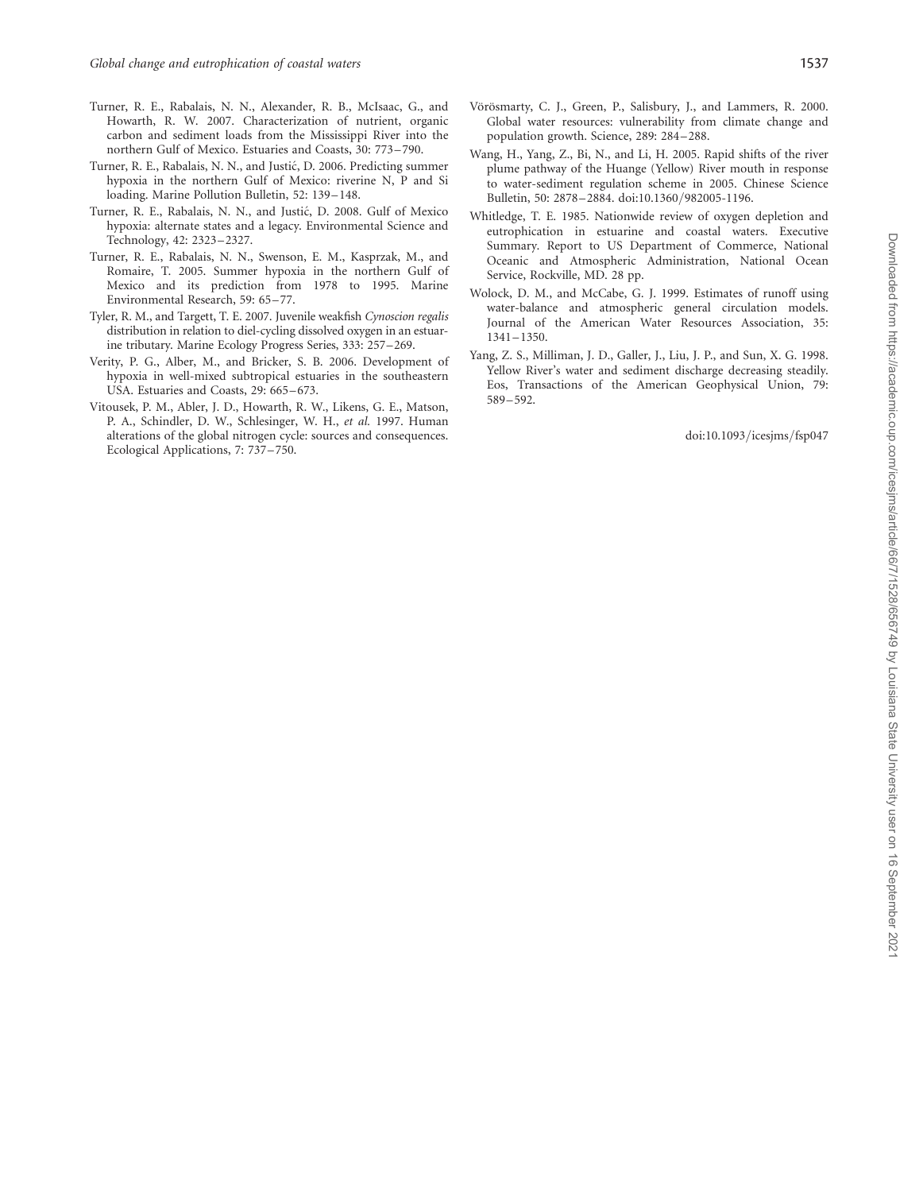Turner, R. E., Rabalais, N. N., Alexander, R. B., McIsaac, G., and Howarth, R. W. 2007. Characterization of nutrient, organic carbon and sediment loads from the Mississippi River into the northern Gulf of Mexico. Estuaries and Coasts, 30: 773–790.

Turner, R. E., Rabalais, N. N., and Justić, D. 2006. Predicting summer hypoxia in the northern Gulf of Mexico: riverine N, P and Si loading. Marine Pollution Bulletin, 52: 139–148.

Turner, R. E., Rabalais, N. N., and Justić, D. 2008. Gulf of Mexico hypoxia: alternate states and a legacy. Environmental Science and Technology, 42: 2323–2327.

Turner, R. E., Rabalais, N. N., Swenson, E. M., Kasprzak, M., and Romaire, T. 2005. Summer hypoxia in the northern Gulf of Mexico and its prediction from 1978 to 1995. Marine Environmental Research, 59: 65–77.

Tyler, R. M., and Targett, T. E. 2007. Juvenile weakfish *Cynoscion regalis* distribution in relation to diel-cycling dissolved oxygen in an estuarine tributary. Marine Ecology Progress Series, 333: 257–269.

Verity, P. G., Alber, M., and Bricker, S. B. 2006. Development of hypoxia in well-mixed subtropical estuaries in the southeastern USA. Estuaries and Coasts, 29: 665–673.

Vitousek, P. M., Abler, J. D., Howarth, R. W., Likens, G. E., Matson, P. A., Schindler, D. W., Schlesinger, W. H., *et al.* 1997. Human alterations of the global nitrogen cycle: sources and consequences. Ecological Applications, 7: 737–750.

Vörösmarty, C. J., Green, P., Salisbury, J., and Lammers, R. 2000. Global water resources: vulnerability from climate change and population growth. Science, 289: 284–288.

Wang, H., Yang, Z., Bi, N., and Li, H. 2005. Rapid shifts of the river plume pathway of the Huange (Yellow) River mouth in response to water-sediment regulation scheme in 2005. Chinese Science Bulletin, 50: 2878–2884. doi:10.1360/982005-1196.

Whitledge, T. E. 1985. Nationwide review of oxygen depletion and eutrophication in estuarine and coastal waters. Executive Summary. Report to US Department of Commerce, National Oceanic and Atmospheric Administration, National Ocean Service, Rockville, MD. 28 pp.

Wolock, D. M., and McCabe, G. J. 1999. Estimates of runoff using water-balance and atmospheric general circulation models. Journal of the American Water Resources Association, 35: 1341–1350.

Yang, Z. S., Milliman, J. D., Galler, J., Liu, J. P., and Sun, X. G. 1998. Yellow River's water and sediment discharge decreasing steadily. Eos, Transactions of the American Geophysical Union, 79: 589–592.

doi:10.1093/icesjms/fsp047